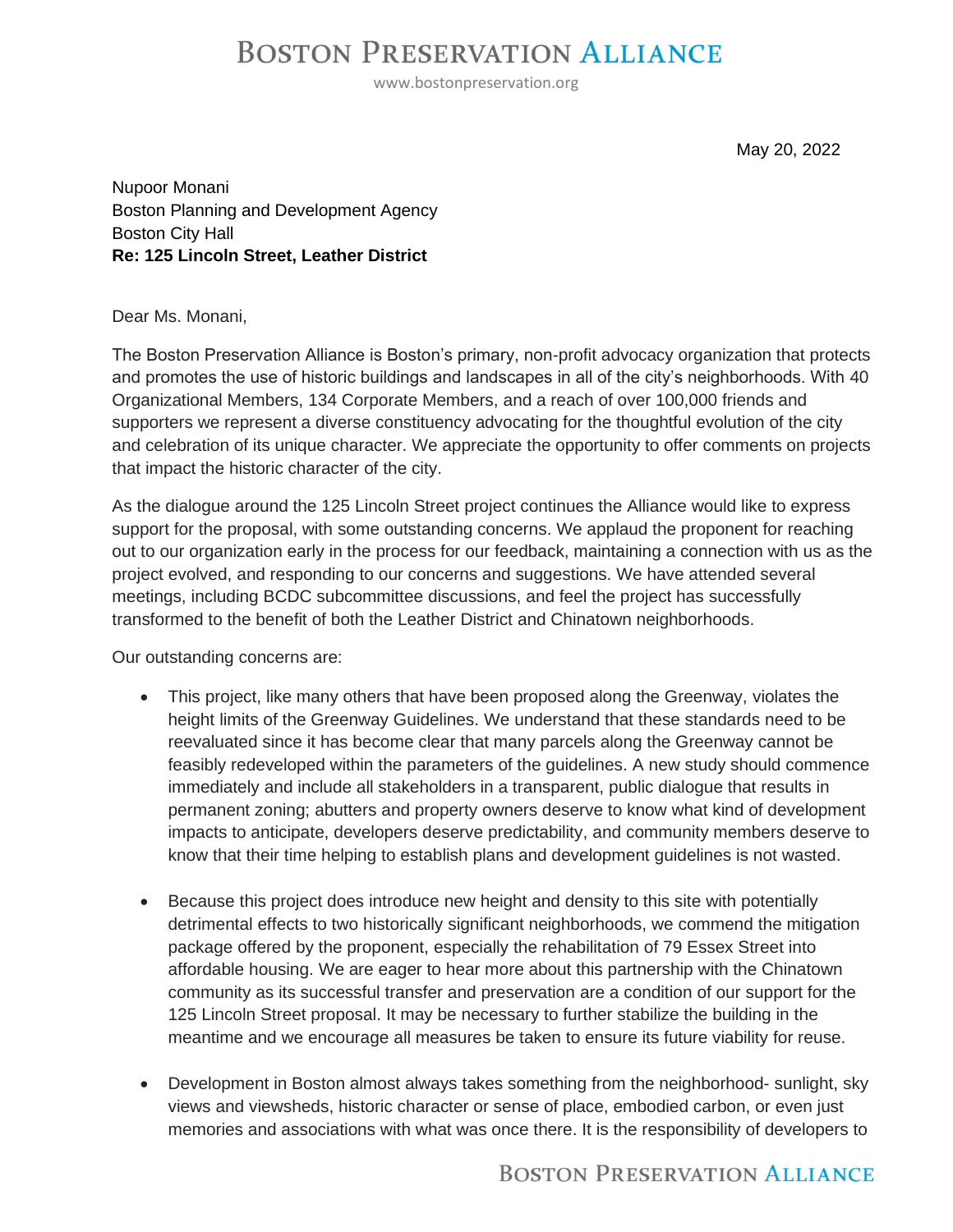# BOSTON PRESERVATION ALLIANCE

www.bostonpreservation.org

May 20, 2022

Nupoor Monani
Boston Planning and Development Agency
Boston City Hall
**Re: 125 Lincoln Street, Leather District**

Dear Ms. Monani,

The Boston Preservation Alliance is Boston's primary, non-profit advocacy organization that protects and promotes the use of historic buildings and landscapes in all of the city's neighborhoods. With 40 Organizational Members, 134 Corporate Members, and a reach of over 100,000 friends and supporters we represent a diverse constituency advocating for the thoughtful evolution of the city and celebration of its unique character. We appreciate the opportunity to offer comments on projects that impact the historic character of the city.

As the dialogue around the 125 Lincoln Street project continues the Alliance would like to express support for the proposal, with some outstanding concerns. We applaud the proponent for reaching out to our organization early in the process for our feedback, maintaining a connection with us as the project evolved, and responding to our concerns and suggestions. We have attended several meetings, including BCDC subcommittee discussions, and feel the project has successfully transformed to the benefit of both the Leather District and Chinatown neighborhoods.

Our outstanding concerns are:

- This project, like many others that have been proposed along the Greenway, violates the height limits of the Greenway Guidelines. We understand that these standards need to be reevaluated since it has become clear that many parcels along the Greenway cannot be feasibly redeveloped within the parameters of the guidelines. A new study should commence immediately and include all stakeholders in a transparent, public dialogue that results in permanent zoning; abutters and property owners deserve to know what kind of development impacts to anticipate, developers deserve predictability, and community members deserve to know that their time helping to establish plans and development guidelines is not wasted.

- Because this project does introduce new height and density to this site with potentially detrimental effects to two historically significant neighborhoods, we commend the mitigation package offered by the proponent, especially the rehabilitation of 79 Essex Street into affordable housing. We are eager to hear more about this partnership with the Chinatown community as its successful transfer and preservation are a condition of our support for the 125 Lincoln Street proposal. It may be necessary to further stabilize the building in the meantime and we encourage all measures be taken to ensure its future viability for reuse.

- Development in Boston almost always takes something from the neighborhood- sunlight, sky views and viewsheds, historic character or sense of place, embodied carbon, or even just memories and associations with what was once there. It is the responsibility of developers to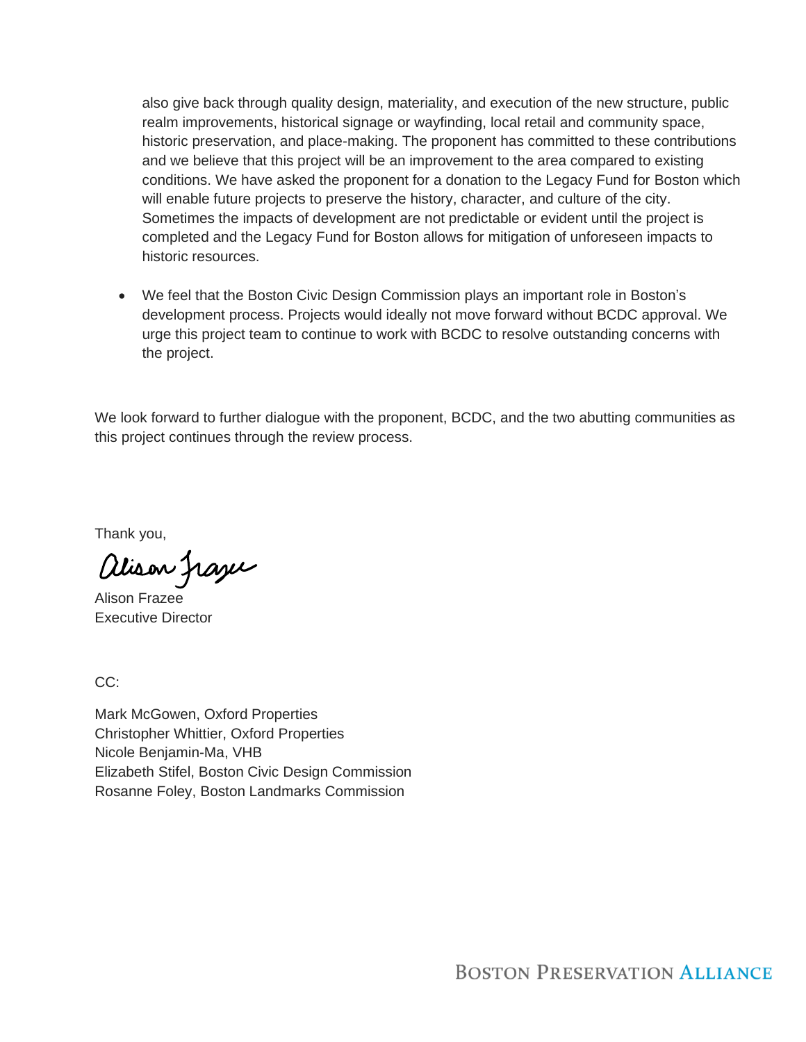also give back through quality design, materiality, and execution of the new structure, public realm improvements, historical signage or wayfinding, local retail and community space, historic preservation, and place-making. The proponent has committed to these contributions and we believe that this project will be an improvement to the area compared to existing conditions. We have asked the proponent for a donation to the Legacy Fund for Boston which will enable future projects to preserve the history, character, and culture of the city. Sometimes the impacts of development are not predictable or evident until the project is completed and the Legacy Fund for Boston allows for mitigation of unforeseen impacts to historic resources.

- We feel that the Boston Civic Design Commission plays an important role in Boston's development process. Projects would ideally not move forward without BCDC approval. We urge this project team to continue to work with BCDC to resolve outstanding concerns with the project.

We look forward to further dialogue with the proponent, BCDC, and the two abutting communities as this project continues through the review process.

Thank you,

Alison Frazee

Alison Frazee
Executive Director

CC:

Mark McGowen, Oxford Properties
Christopher Whittier, Oxford Properties
Nicole Benjamin-Ma, VHB
Elizabeth Stifel, Boston Civic Design Commission
Rosanne Foley, Boston Landmarks Commission